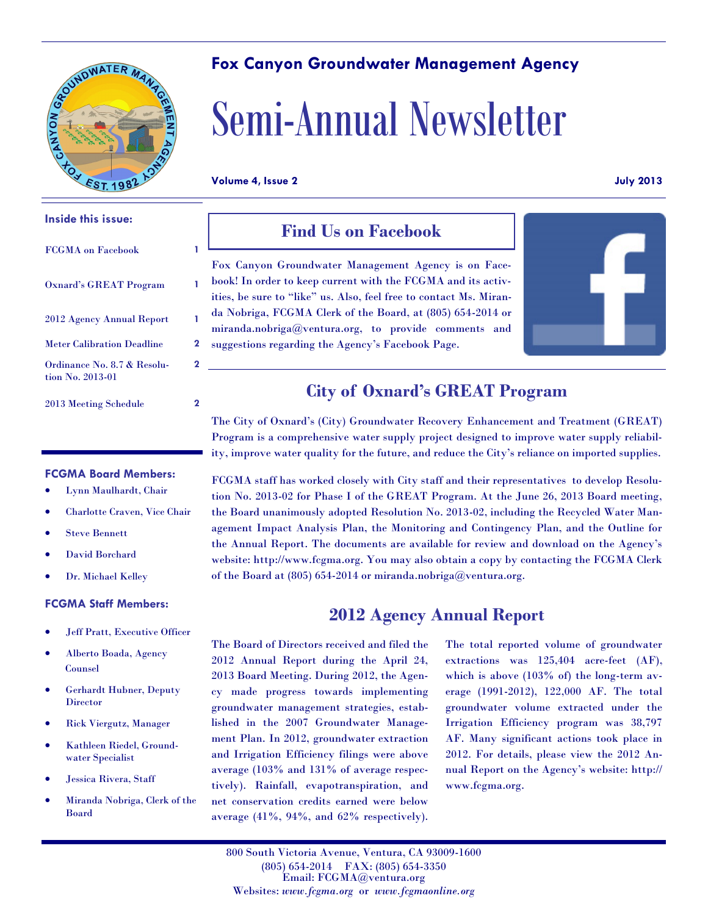# Fox Canyon Groundwater Management Agency

# Semi-Annual Newsletter

**Volume 4, Issue 2** **July 2013**

**Inside this issue:**

| | |
|---|---|
| FCGMA on Facebook | 1 |
| Oxnard's GREAT Program | 1 |
| 2012 Agency Annual Report | 1 |
| Meter Calibration Deadline | 2 |
| Ordinance No. 8.7 & Resolution No. 2013-01 | 2 |
| 2013 Meeting Schedule | 2 |

**FCGMA Board Members:**

- Lynn Maulhardt, Chair
- Charlotte Craven, Vice Chair
- Steve Bennett
- David Borchard
- Dr. Michael Kelley

**FCGMA Staff Members:**

- Jeff Pratt, Executive Officer
- Alberto Boada, Agency Counsel
- Gerhardt Hubner, Deputy Director
- Rick Viergutz, Manager
- Kathleen Riedel, Groundwater Specialist
- Jessica Rivera, Staff
- Miranda Nobriga, Clerk of the Board

## Find Us on Facebook

Fox Canyon Groundwater Management Agency is on Facebook! In order to keep current with the FCGMA and its activities, be sure to "like" us. Also, feel free to contact Ms. Miranda Nobriga, FCGMA Clerk of the Board, at (805) 654-2014 or miranda.nobriga@ventura.org, to provide comments and suggestions regarding the Agency's Facebook Page.

## City of Oxnard's GREAT Program

The City of Oxnard's (City) Groundwater Recovery Enhancement and Treatment (GREAT) Program is a comprehensive water supply project designed to improve water supply reliability, improve water quality for the future, and reduce the City's reliance on imported supplies.

FCGMA staff has worked closely with City staff and their representatives to develop Resolution No. 2013-02 for Phase I of the GREAT Program. At the June 26, 2013 Board meeting, the Board unanimously adopted Resolution No. 2013-02, including the Recycled Water Management Impact Analysis Plan, the Monitoring and Contingency Plan, and the Outline for the Annual Report. The documents are available for review and download on the Agency's website: http://www.fcgma.org. You may also obtain a copy by contacting the FCGMA Clerk of the Board at (805) 654-2014 or miranda.nobriga@ventura.org.

## 2012 Agency Annual Report

The Board of Directors received and filed the 2012 Annual Report during the April 24, 2013 Board Meeting. During 2012, the Agency made progress towards implementing groundwater management strategies, established in the 2007 Groundwater Management Plan. In 2012, groundwater extraction and Irrigation Efficiency filings were above average (103% and 131% of average respectively). Rainfall, evapotranspiration, and net conservation credits earned were below average (41%, 94%, and 62% respectively).

The total reported volume of groundwater extractions was 125,404 acre-feet (AF), which is above (103% of) the long-term average (1991-2012), 122,000 AF. The total groundwater volume extracted under the Irrigation Efficiency program was 38,797 AF. Many significant actions took place in 2012. For details, please view the 2012 Annual Report on the Agency's website: http://www.fcgma.org.

800 South Victoria Avenue, Ventura, CA 93009-1600
(805) 654-2014 FAX: (805) 654-3350
Email: FCGMA@ventura.org
Websites: *www.fcgma.org* or *www.fcgmaonline.org*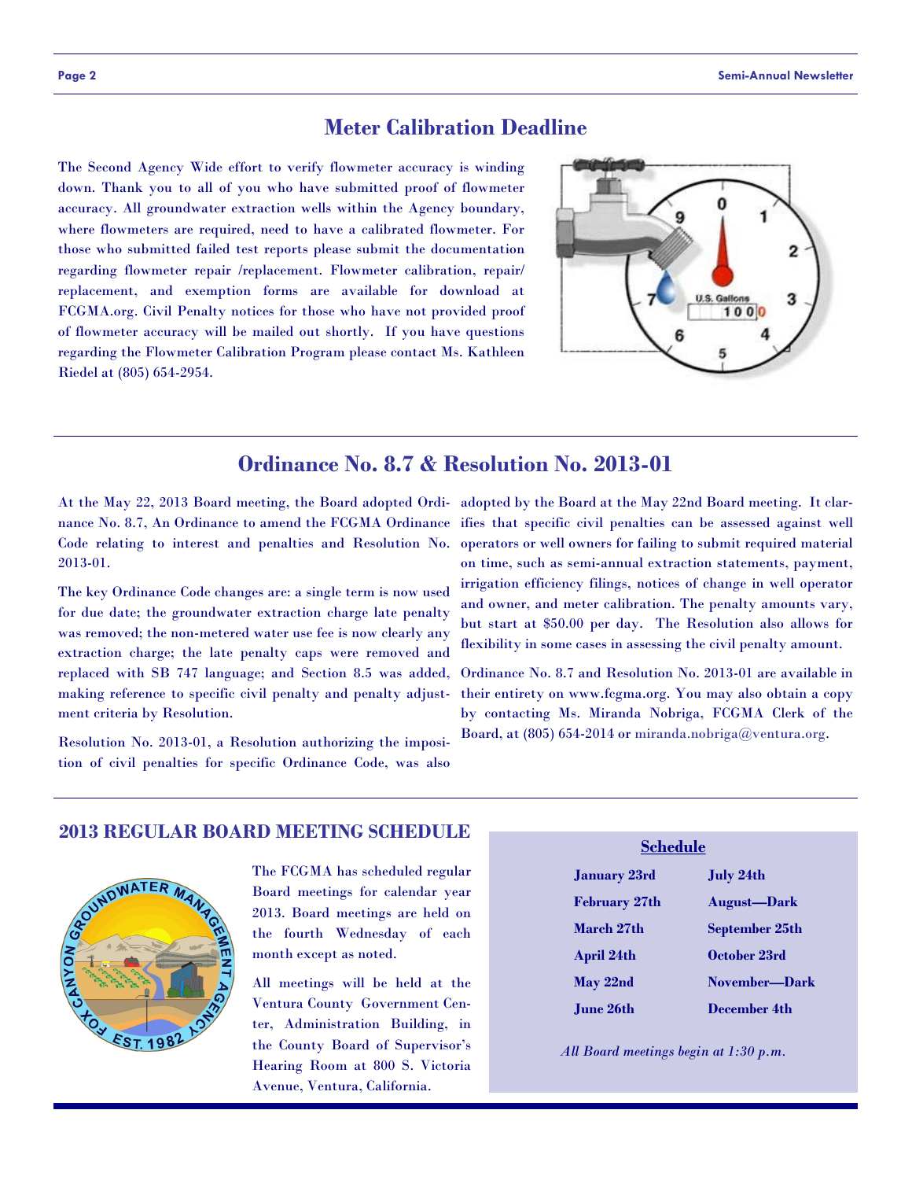## Meter Calibration Deadline

The Second Agency Wide effort to verify flowmeter accuracy is winding down. Thank you to all of you who have submitted proof of flowmeter accuracy. All groundwater extraction wells within the Agency boundary, where flowmeters are required, need to have a calibrated flowmeter. For those who submitted failed test reports please submit the documentation regarding flowmeter repair /replacement. Flowmeter calibration, repair/ replacement, and exemption forms are available for download at FCGMA.org. Civil Penalty notices for those who have not provided proof of flowmeter accuracy will be mailed out shortly. If you have questions regarding the Flowmeter Calibration Program please contact Ms. Kathleen Riedel at (805) 654-2954.

## Ordinance No. 8.7 & Resolution No. 2013-01

At the May 22, 2013 Board meeting, the Board adopted Ordinance No. 8.7, An Ordinance to amend the FCGMA Ordinance Code relating to interest and penalties and Resolution No. 2013-01.

The key Ordinance Code changes are: a single term is now used for due date; the groundwater extraction charge late penalty was removed; the non-metered water use fee is now clearly any extraction charge; the late penalty caps were removed and replaced with SB 747 language; and Section 8.5 was added, making reference to specific civil penalty and penalty adjustment criteria by Resolution.

Resolution No. 2013-01, a Resolution authorizing the imposition of civil penalties for specific Ordinance Code, was also adopted by the Board at the May 22nd Board meeting. It clarifies that specific civil penalties can be assessed against well operators or well owners for failing to submit required material on time, such as semi-annual extraction statements, payment, irrigation efficiency filings, notices of change in well operator and owner, and meter calibration. The penalty amounts vary, but start at $50.00 per day. The Resolution also allows for flexibility in some cases in assessing the civil penalty amount.

Ordinance No. 8.7 and Resolution No. 2013-01 are available in their entirety on www.fcgma.org. You may also obtain a copy by contacting Ms. Miranda Nobriga, FCGMA Clerk of the Board, at (805) 654-2014 or miranda.nobriga@ventura.org.

## 2013 REGULAR BOARD MEETING SCHEDULE

The FCGMA has scheduled regular Board meetings for calendar year 2013. Board meetings are held on the fourth Wednesday of each month except as noted.

All meetings will be held at the Ventura County Government Center, Administration Building, in the County Board of Supervisor's Hearing Room at 800 S. Victoria Avenue, Ventura, California.

**Schedule**

| | |
|---|---|
| **January 23rd** | **July 24th** |
| **February 27th** | **August—Dark** |
| **March 27th** | **September 25th** |
| **April 24th** | **October 23rd** |
| **May 22nd** | **November—Dark** |
| **June 26th** | **December 4th** |

*All Board meetings begin at 1:30 p.m.*